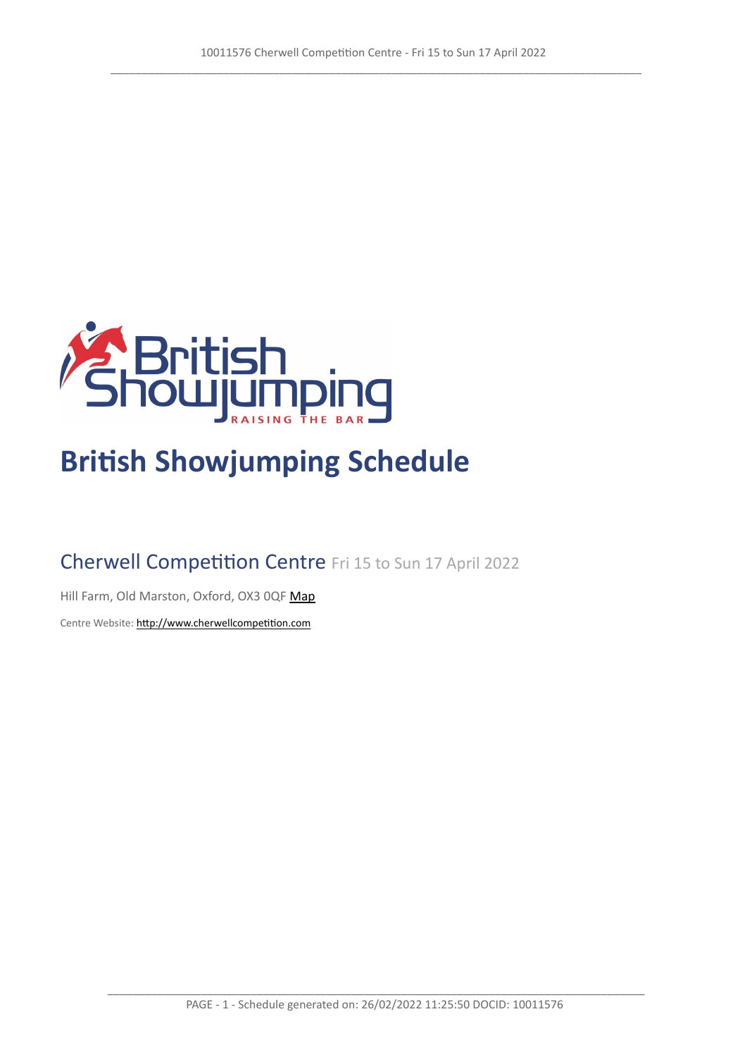# British Showjumping Schedule

## Cherwell Competition Centre Fri 15 to Sun 17 April 2022

Hill Farm, Old Marston, Oxford, OX3 0QF Map

Centre Website: http://www.cherwellcompetition.com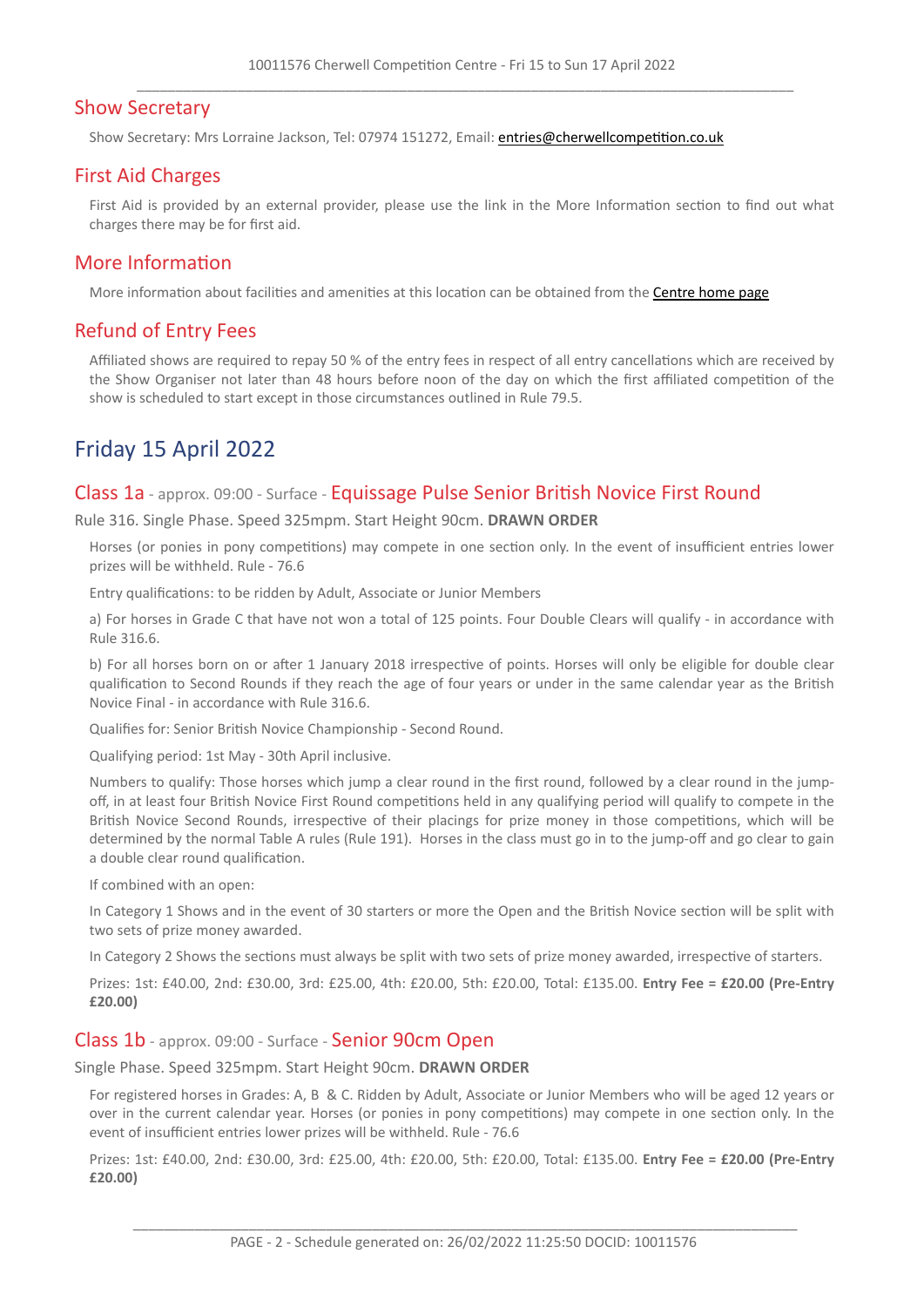## Show Secretary

Show Secretary: Mrs Lorraine Jackson, Tel: 07974 151272, Email: entries@cherwellcompetition.co.uk

## First Aid Charges

First Aid is provided by an external provider, please use the link in the More Information section to find out what charges there may be for first aid.

## More Information

More information about facilities and amenities at this location can be obtained from the Centre home page

## Refund of Entry Fees

Affiliated shows are required to repay 50 % of the entry fees in respect of all entry cancellations which are received by the Show Organiser not later than 48 hours before noon of the day on which the first affiliated competition of the show is scheduled to start except in those circumstances outlined in Rule 79.5.

# Friday 15 April 2022

### Class 1a - approx. 09:00 - Surface - Equissage Pulse Senior British Novice First Round

Rule 316. Single Phase. Speed 325mpm. Start Height 90cm. **DRAWN ORDER**

Horses (or ponies in pony competitions) may compete in one section only. In the event of insufficient entries lower prizes will be withheld. Rule - 76.6

Entry qualifications: to be ridden by Adult, Associate or Junior Members

a) For horses in Grade C that have not won a total of 125 points. Four Double Clears will qualify - in accordance with Rule 316.6.

b) For all horses born on or after 1 January 2018 irrespective of points. Horses will only be eligible for double clear qualification to Second Rounds if they reach the age of four years or under in the same calendar year as the British Novice Final - in accordance with Rule 316.6.

Qualifies for: Senior British Novice Championship - Second Round.

Qualifying period: 1st May - 30th April inclusive.

Numbers to qualify: Those horses which jump a clear round in the first round, followed by a clear round in the jump-off, in at least four British Novice First Round competitions held in any qualifying period will qualify to compete in the British Novice Second Rounds, irrespective of their placings for prize money in those competitions, which will be determined by the normal Table A rules (Rule 191). Horses in the class must go in to the jump-off and go clear to gain a double clear round qualification.

If combined with an open:

In Category 1 Shows and in the event of 30 starters or more the Open and the British Novice section will be split with two sets of prize money awarded.

In Category 2 Shows the sections must always be split with two sets of prize money awarded, irrespective of starters.

Prizes: 1st: £40.00, 2nd: £30.00, 3rd: £25.00, 4th: £20.00, 5th: £20.00, Total: £135.00. **Entry Fee = £20.00 (Pre-Entry £20.00)**

### Class 1b - approx. 09:00 - Surface - Senior 90cm Open

Single Phase. Speed 325mpm. Start Height 90cm. **DRAWN ORDER**

For registered horses in Grades: A, B & C. Ridden by Adult, Associate or Junior Members who will be aged 12 years or over in the current calendar year. Horses (or ponies in pony competitions) may compete in one section only. In the event of insufficient entries lower prizes will be withheld. Rule - 76.6

Prizes: 1st: £40.00, 2nd: £30.00, 3rd: £25.00, 4th: £20.00, 5th: £20.00, Total: £135.00. **Entry Fee = £20.00 (Pre-Entry £20.00)**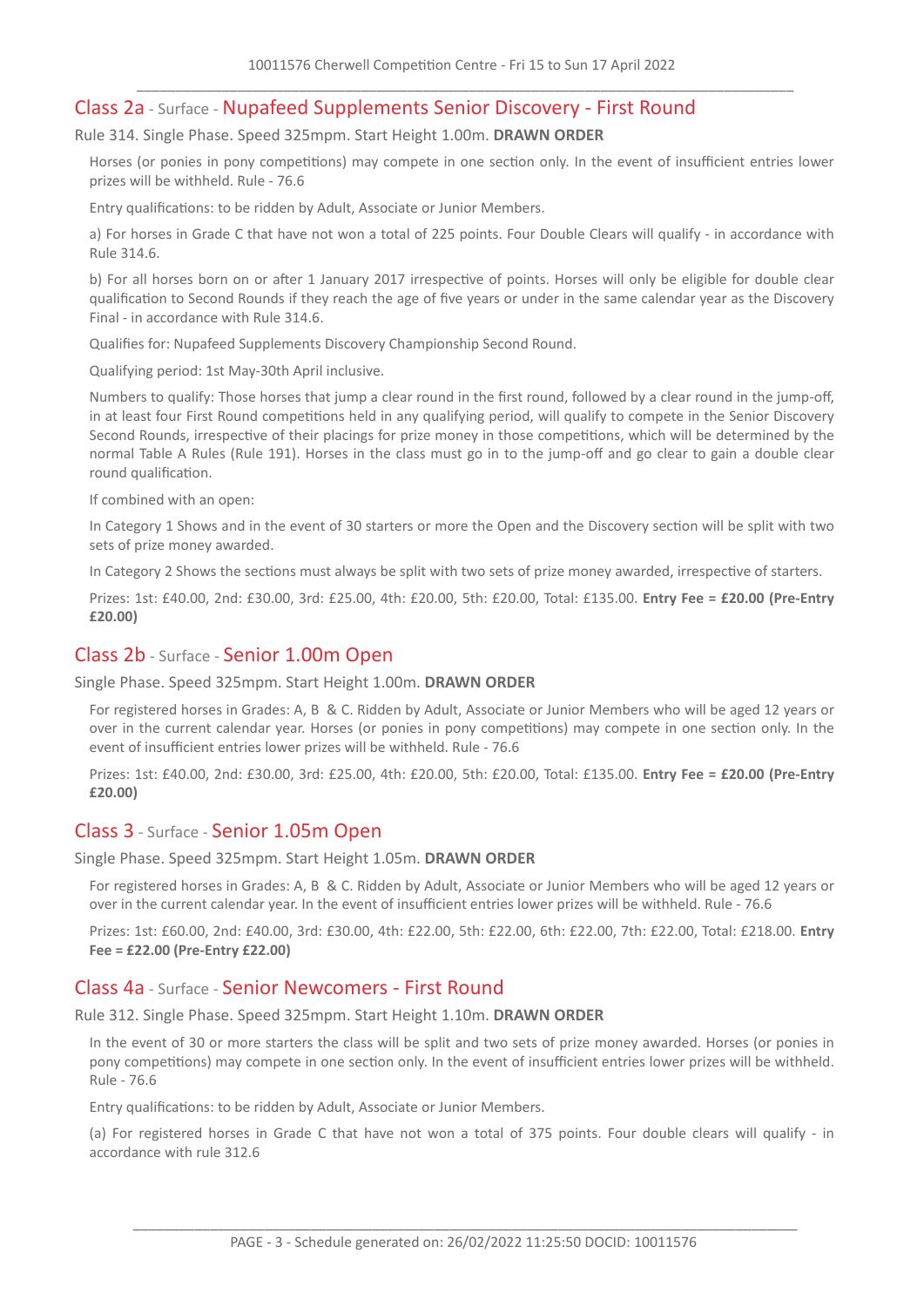## Class 2a - Surface - Nupafeed Supplements Senior Discovery - First Round

Rule 314. Single Phase. Speed 325mpm. Start Height 1.00m. **DRAWN ORDER**

Horses (or ponies in pony competitions) may compete in one section only. In the event of insufficient entries lower prizes will be withheld. Rule - 76.6

Entry qualifications: to be ridden by Adult, Associate or Junior Members.

a) For horses in Grade C that have not won a total of 225 points. Four Double Clears will qualify - in accordance with Rule 314.6.

b) For all horses born on or after 1 January 2017 irrespective of points. Horses will only be eligible for double clear qualification to Second Rounds if they reach the age of five years or under in the same calendar year as the Discovery Final - in accordance with Rule 314.6.

Qualifies for: Nupafeed Supplements Discovery Championship Second Round.

Qualifying period: 1st May-30th April inclusive.

Numbers to qualify: Those horses that jump a clear round in the first round, followed by a clear round in the jump-off, in at least four First Round competitions held in any qualifying period, will qualify to compete in the Senior Discovery Second Rounds, irrespective of their placings for prize money in those competitions, which will be determined by the normal Table A Rules (Rule 191). Horses in the class must go in to the jump-off and go clear to gain a double clear round qualification.

If combined with an open:

In Category 1 Shows and in the event of 30 starters or more the Open and the Discovery section will be split with two sets of prize money awarded.

In Category 2 Shows the sections must always be split with two sets of prize money awarded, irrespective of starters.

Prizes: 1st: £40.00, 2nd: £30.00, 3rd: £25.00, 4th: £20.00, 5th: £20.00, Total: £135.00. **Entry Fee = £20.00 (Pre-Entry £20.00)**

## Class 2b - Surface - Senior 1.00m Open

Single Phase. Speed 325mpm. Start Height 1.00m. **DRAWN ORDER**

For registered horses in Grades: A, B & C. Ridden by Adult, Associate or Junior Members who will be aged 12 years or over in the current calendar year. Horses (or ponies in pony competitions) may compete in one section only. In the event of insufficient entries lower prizes will be withheld. Rule - 76.6

Prizes: 1st: £40.00, 2nd: £30.00, 3rd: £25.00, 4th: £20.00, 5th: £20.00, Total: £135.00. **Entry Fee = £20.00 (Pre-Entry £20.00)**

## Class 3 - Surface - Senior 1.05m Open

Single Phase. Speed 325mpm. Start Height 1.05m. **DRAWN ORDER**

For registered horses in Grades: A, B & C. Ridden by Adult, Associate or Junior Members who will be aged 12 years or over in the current calendar year. In the event of insufficient entries lower prizes will be withheld. Rule - 76.6

Prizes: 1st: £60.00, 2nd: £40.00, 3rd: £30.00, 4th: £22.00, 5th: £22.00, 6th: £22.00, 7th: £22.00, Total: £218.00. **Entry Fee = £22.00 (Pre-Entry £22.00)**

## Class 4a - Surface - Senior Newcomers - First Round

Rule 312. Single Phase. Speed 325mpm. Start Height 1.10m. **DRAWN ORDER**

In the event of 30 or more starters the class will be split and two sets of prize money awarded. Horses (or ponies in pony competitions) may compete in one section only. In the event of insufficient entries lower prizes will be withheld. Rule - 76.6

Entry qualifications: to be ridden by Adult, Associate or Junior Members.

(a) For registered horses in Grade C that have not won a total of 375 points. Four double clears will qualify - in accordance with rule 312.6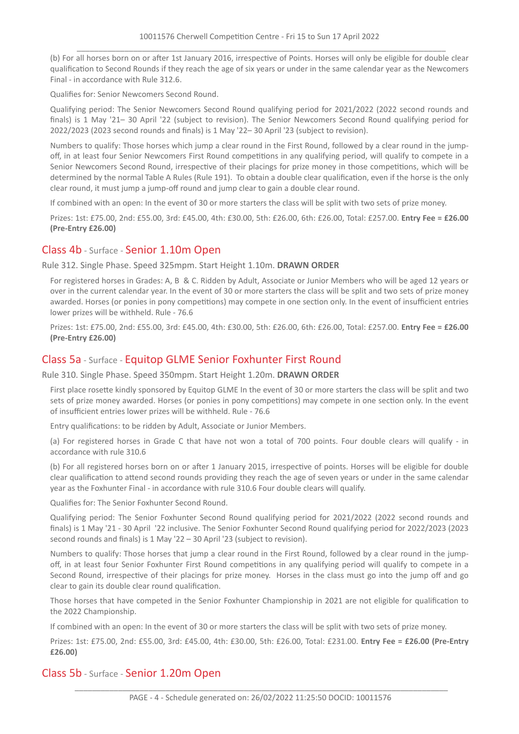(b) For all horses born on or after 1st January 2016, irrespective of Points. Horses will only be eligible for double clear qualification to Second Rounds if they reach the age of six years or under in the same calendar year as the Newcomers Final - in accordance with Rule 312.6.

Qualifies for: Senior Newcomers Second Round.

Qualifying period: The Senior Newcomers Second Round qualifying period for 2021/2022 (2022 second rounds and finals) is 1 May '21– 30 April '22 (subject to revision). The Senior Newcomers Second Round qualifying period for 2022/2023 (2023 second rounds and finals) is 1 May '22– 30 April '23 (subject to revision).

Numbers to qualify: Those horses which jump a clear round in the First Round, followed by a clear round in the jump-off, in at least four Senior Newcomers First Round competitions in any qualifying period, will qualify to compete in a Senior Newcomers Second Round, irrespective of their placings for prize money in those competitions, which will be determined by the normal Table A Rules (Rule 191). To obtain a double clear qualification, even if the horse is the only clear round, it must jump a jump-off round and jump clear to gain a double clear round.

If combined with an open: In the event of 30 or more starters the class will be split with two sets of prize money.

Prizes: 1st: £75.00, 2nd: £55.00, 3rd: £45.00, 4th: £30.00, 5th: £26.00, 6th: £26.00, Total: £257.00. **Entry Fee = £26.00 (Pre-Entry £26.00)**

## Class 4b - Surface - Senior 1.10m Open

Rule 312. Single Phase. Speed 325mpm. Start Height 1.10m. **DRAWN ORDER**

For registered horses in Grades: A, B & C. Ridden by Adult, Associate or Junior Members who will be aged 12 years or over in the current calendar year. In the event of 30 or more starters the class will be split and two sets of prize money awarded. Horses (or ponies in pony competitions) may compete in one section only. In the event of insufficient entries lower prizes will be withheld. Rule - 76.6

Prizes: 1st: £75.00, 2nd: £55.00, 3rd: £45.00, 4th: £30.00, 5th: £26.00, 6th: £26.00, Total: £257.00. **Entry Fee = £26.00 (Pre-Entry £26.00)**

## Class 5a - Surface - Equitop GLME Senior Foxhunter First Round

Rule 310. Single Phase. Speed 350mpm. Start Height 1.20m. **DRAWN ORDER**

First place rosette kindly sponsored by Equitop GLME In the event of 30 or more starters the class will be split and two sets of prize money awarded. Horses (or ponies in pony competitions) may compete in one section only. In the event of insufficient entries lower prizes will be withheld. Rule - 76.6

Entry qualifications: to be ridden by Adult, Associate or Junior Members.

(a) For registered horses in Grade C that have not won a total of 700 points. Four double clears will qualify - in accordance with rule 310.6

(b) For all registered horses born on or after 1 January 2015, irrespective of points. Horses will be eligible for double clear qualification to attend second rounds providing they reach the age of seven years or under in the same calendar year as the Foxhunter Final - in accordance with rule 310.6 Four double clears will qualify.

Qualifies for: The Senior Foxhunter Second Round.

Qualifying period: The Senior Foxhunter Second Round qualifying period for 2021/2022 (2022 second rounds and finals) is 1 May '21 - 30 April '22 inclusive. The Senior Foxhunter Second Round qualifying period for 2022/2023 (2023 second rounds and finals) is 1 May '22 – 30 April '23 (subject to revision).

Numbers to qualify: Those horses that jump a clear round in the First Round, followed by a clear round in the jump-off, in at least four Senior Foxhunter First Round competitions in any qualifying period will qualify to compete in a Second Round, irrespective of their placings for prize money. Horses in the class must go into the jump off and go clear to gain its double clear round qualification.

Those horses that have competed in the Senior Foxhunter Championship in 2021 are not eligible for qualification to the 2022 Championship.

If combined with an open: In the event of 30 or more starters the class will be split with two sets of prize money.

Prizes: 1st: £75.00, 2nd: £55.00, 3rd: £45.00, 4th: £30.00, 5th: £26.00, Total: £231.00. **Entry Fee = £26.00 (Pre-Entry £26.00)**

## Class 5b - Surface - Senior 1.20m Open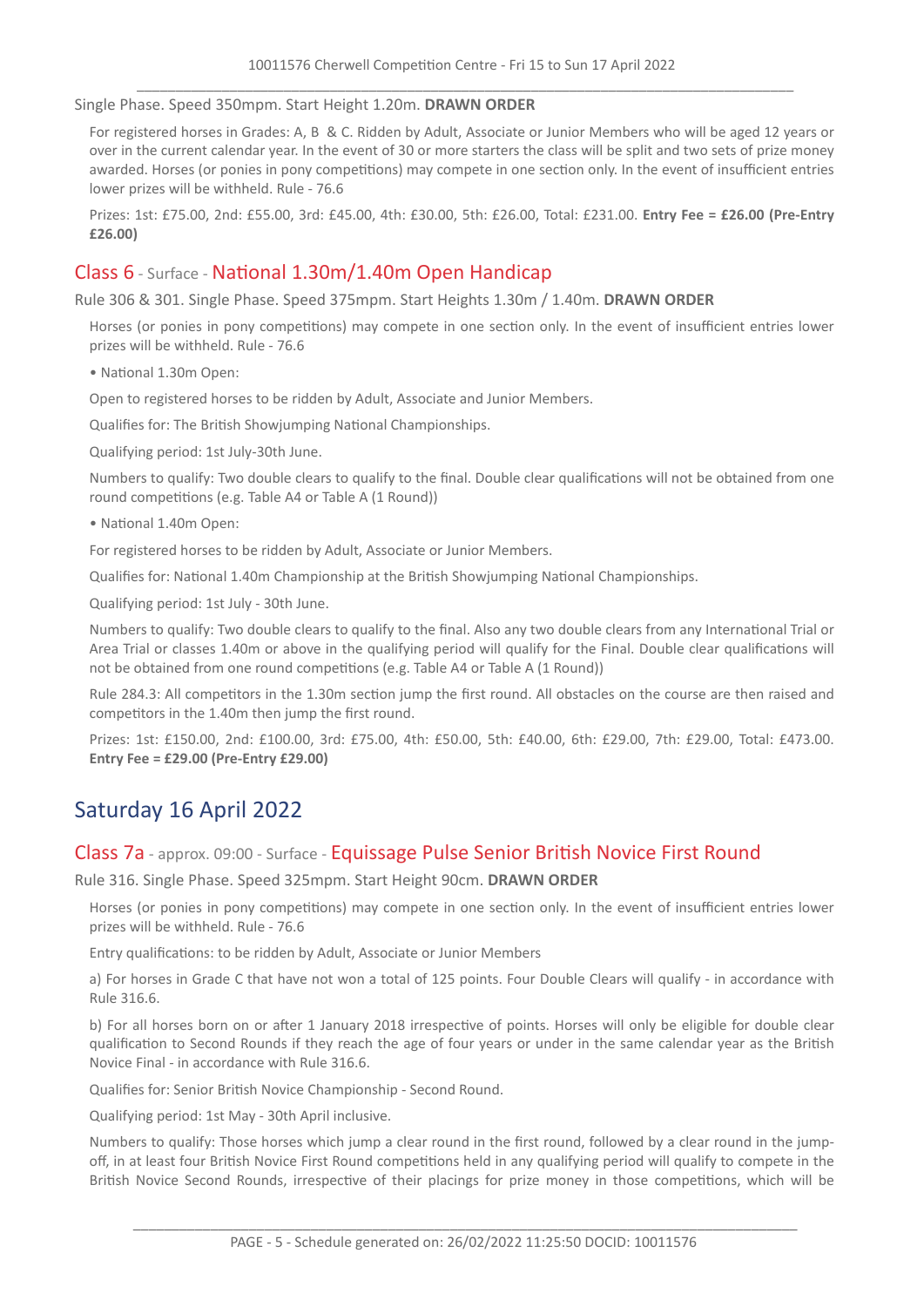Single Phase. Speed 350mpm. Start Height 1.20m. **DRAWN ORDER**

For registered horses in Grades: A, B & C. Ridden by Adult, Associate or Junior Members who will be aged 12 years or over in the current calendar year. In the event of 30 or more starters the class will be split and two sets of prize money awarded. Horses (or ponies in pony competitions) may compete in one section only. In the event of insufficient entries lower prizes will be withheld. Rule - 76.6

Prizes: 1st: £75.00, 2nd: £55.00, 3rd: £45.00, 4th: £30.00, 5th: £26.00, Total: £231.00. **Entry Fee = £26.00 (Pre-Entry £26.00)**

## Class 6 - Surface - National 1.30m/1.40m Open Handicap

Rule 306 & 301. Single Phase. Speed 375mpm. Start Heights 1.30m / 1.40m. **DRAWN ORDER**

Horses (or ponies in pony competitions) may compete in one section only. In the event of insufficient entries lower prizes will be withheld. Rule - 76.6

• National 1.30m Open:

Open to registered horses to be ridden by Adult, Associate and Junior Members.

Qualifies for: The British Showjumping National Championships.

Qualifying period: 1st July-30th June.

Numbers to qualify: Two double clears to qualify to the final. Double clear qualifications will not be obtained from one round competitions (e.g. Table A4 or Table A (1 Round))

• National 1.40m Open:

For registered horses to be ridden by Adult, Associate or Junior Members.

Qualifies for: National 1.40m Championship at the British Showjumping National Championships.

Qualifying period: 1st July - 30th June.

Numbers to qualify: Two double clears to qualify to the final. Also any two double clears from any International Trial or Area Trial or classes 1.40m or above in the qualifying period will qualify for the Final. Double clear qualifications will not be obtained from one round competitions (e.g. Table A4 or Table A (1 Round))

Rule 284.3: All competitors in the 1.30m section jump the first round. All obstacles on the course are then raised and competitors in the 1.40m then jump the first round.

Prizes: 1st: £150.00, 2nd: £100.00, 3rd: £75.00, 4th: £50.00, 5th: £40.00, 6th: £29.00, 7th: £29.00, Total: £473.00. **Entry Fee = £29.00 (Pre-Entry £29.00)**

# Saturday 16 April 2022

## Class 7a - approx. 09:00 - Surface - Equissage Pulse Senior British Novice First Round

Rule 316. Single Phase. Speed 325mpm. Start Height 90cm. **DRAWN ORDER**

Horses (or ponies in pony competitions) may compete in one section only. In the event of insufficient entries lower prizes will be withheld. Rule - 76.6

Entry qualifications: to be ridden by Adult, Associate or Junior Members

a) For horses in Grade C that have not won a total of 125 points. Four Double Clears will qualify - in accordance with Rule 316.6.

b) For all horses born on or after 1 January 2018 irrespective of points. Horses will only be eligible for double clear qualification to Second Rounds if they reach the age of four years or under in the same calendar year as the British Novice Final - in accordance with Rule 316.6.

Qualifies for: Senior British Novice Championship - Second Round.

Qualifying period: 1st May - 30th April inclusive.

Numbers to qualify: Those horses which jump a clear round in the first round, followed by a clear round in the jump-off, in at least four British Novice First Round competitions held in any qualifying period will qualify to compete in the British Novice Second Rounds, irrespective of their placings for prize money in those competitions, which will be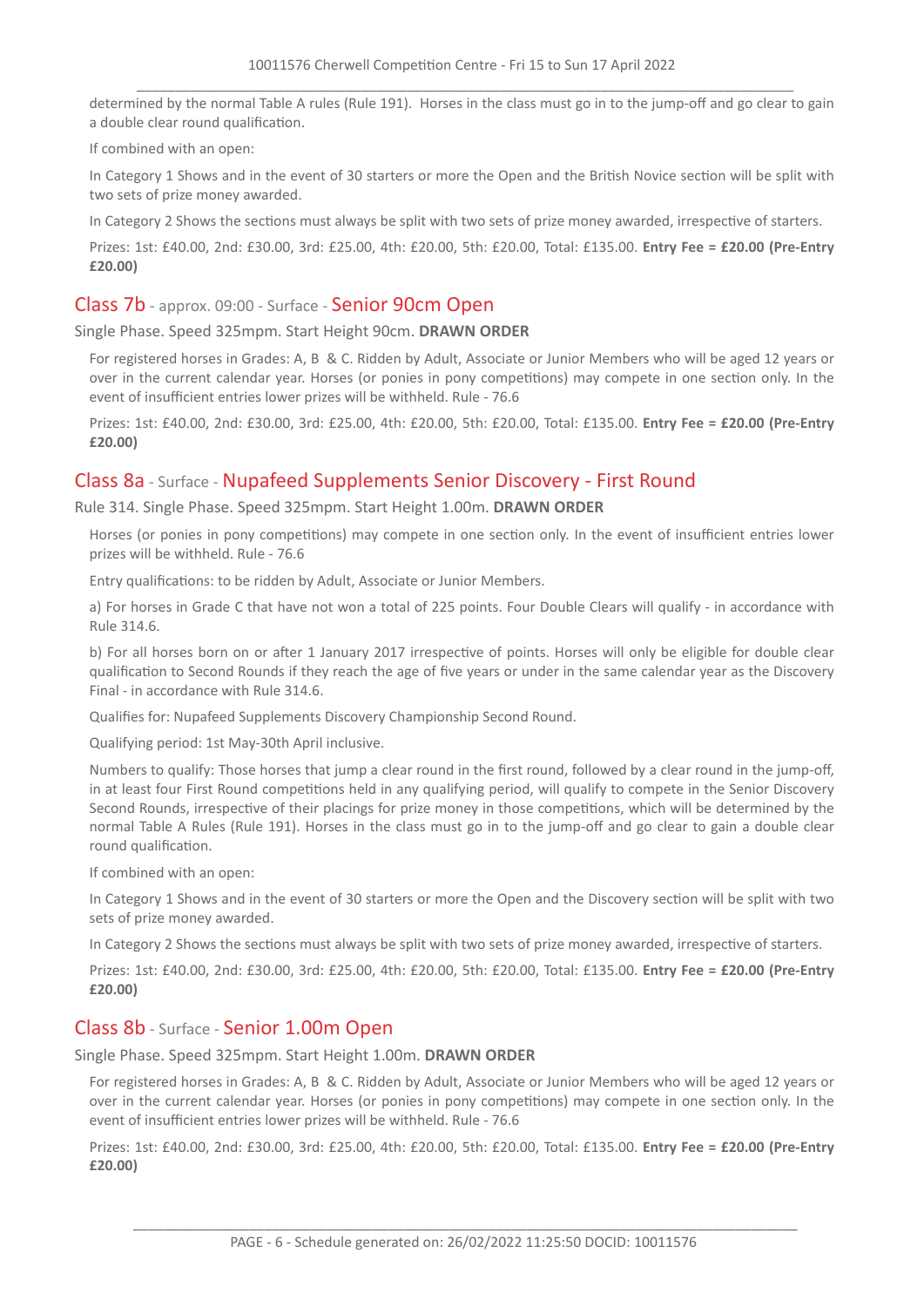determined by the normal Table A rules (Rule 191). Horses in the class must go in to the jump-off and go clear to gain a double clear round qualification.

If combined with an open:

In Category 1 Shows and in the event of 30 starters or more the Open and the British Novice section will be split with two sets of prize money awarded.

In Category 2 Shows the sections must always be split with two sets of prize money awarded, irrespective of starters.

Prizes: 1st: £40.00, 2nd: £30.00, 3rd: £25.00, 4th: £20.00, 5th: £20.00, Total: £135.00. **Entry Fee = £20.00 (Pre-Entry £20.00)**

## Class 7b - approx. 09:00 - Surface - Senior 90cm Open

Single Phase. Speed 325mpm. Start Height 90cm. **DRAWN ORDER**

For registered horses in Grades: A, B & C. Ridden by Adult, Associate or Junior Members who will be aged 12 years or over in the current calendar year. Horses (or ponies in pony competitions) may compete in one section only. In the event of insufficient entries lower prizes will be withheld. Rule - 76.6

Prizes: 1st: £40.00, 2nd: £30.00, 3rd: £25.00, 4th: £20.00, 5th: £20.00, Total: £135.00. **Entry Fee = £20.00 (Pre-Entry £20.00)**

## Class 8a - Surface - Nupafeed Supplements Senior Discovery - First Round

Rule 314. Single Phase. Speed 325mpm. Start Height 1.00m. **DRAWN ORDER**

Horses (or ponies in pony competitions) may compete in one section only. In the event of insufficient entries lower prizes will be withheld. Rule - 76.6

Entry qualifications: to be ridden by Adult, Associate or Junior Members.

a) For horses in Grade C that have not won a total of 225 points. Four Double Clears will qualify - in accordance with Rule 314.6.

b) For all horses born on or after 1 January 2017 irrespective of points. Horses will only be eligible for double clear qualification to Second Rounds if they reach the age of five years or under in the same calendar year as the Discovery Final - in accordance with Rule 314.6.

Qualifies for: Nupafeed Supplements Discovery Championship Second Round.

Qualifying period: 1st May-30th April inclusive.

Numbers to qualify: Those horses that jump a clear round in the first round, followed by a clear round in the jump-off, in at least four First Round competitions held in any qualifying period, will qualify to compete in the Senior Discovery Second Rounds, irrespective of their placings for prize money in those competitions, which will be determined by the normal Table A Rules (Rule 191). Horses in the class must go in to the jump-off and go clear to gain a double clear round qualification.

If combined with an open:

In Category 1 Shows and in the event of 30 starters or more the Open and the Discovery section will be split with two sets of prize money awarded.

In Category 2 Shows the sections must always be split with two sets of prize money awarded, irrespective of starters.

Prizes: 1st: £40.00, 2nd: £30.00, 3rd: £25.00, 4th: £20.00, 5th: £20.00, Total: £135.00. **Entry Fee = £20.00 (Pre-Entry £20.00)**

## Class 8b - Surface - Senior 1.00m Open

Single Phase. Speed 325mpm. Start Height 1.00m. **DRAWN ORDER**

For registered horses in Grades: A, B & C. Ridden by Adult, Associate or Junior Members who will be aged 12 years or over in the current calendar year. Horses (or ponies in pony competitions) may compete in one section only. In the event of insufficient entries lower prizes will be withheld. Rule - 76.6

Prizes: 1st: £40.00, 2nd: £30.00, 3rd: £25.00, 4th: £20.00, 5th: £20.00, Total: £135.00. **Entry Fee = £20.00 (Pre-Entry £20.00)**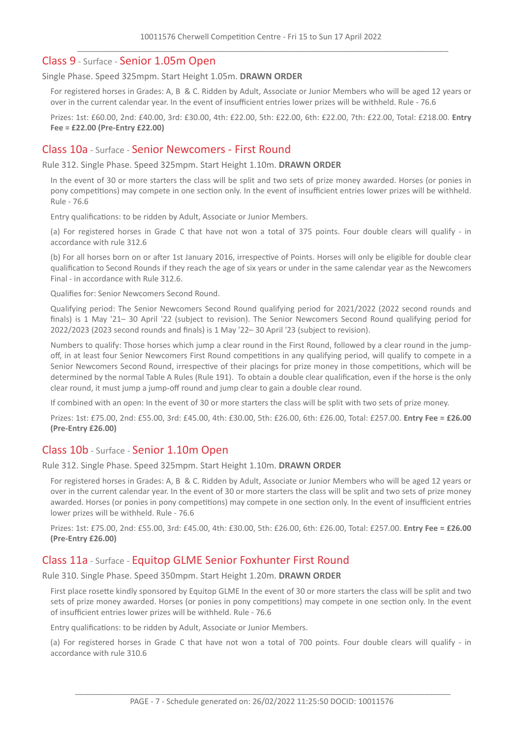## Class 9 - Surface - Senior 1.05m Open

Single Phase. Speed 325mpm. Start Height 1.05m. **DRAWN ORDER**

For registered horses in Grades: A, B & C. Ridden by Adult, Associate or Junior Members who will be aged 12 years or over in the current calendar year. In the event of insufficient entries lower prizes will be withheld. Rule - 76.6

Prizes: 1st: £60.00, 2nd: £40.00, 3rd: £30.00, 4th: £22.00, 5th: £22.00, 6th: £22.00, 7th: £22.00, Total: £218.00. **Entry Fee = £22.00 (Pre-Entry £22.00)**

## Class 10a - Surface - Senior Newcomers - First Round

Rule 312. Single Phase. Speed 325mpm. Start Height 1.10m. **DRAWN ORDER**

In the event of 30 or more starters the class will be split and two sets of prize money awarded. Horses (or ponies in pony competitions) may compete in one section only. In the event of insufficient entries lower prizes will be withheld. Rule - 76.6

Entry qualifications: to be ridden by Adult, Associate or Junior Members.

(a) For registered horses in Grade C that have not won a total of 375 points. Four double clears will qualify - in accordance with rule 312.6

(b) For all horses born on or after 1st January 2016, irrespective of Points. Horses will only be eligible for double clear qualification to Second Rounds if they reach the age of six years or under in the same calendar year as the Newcomers Final - in accordance with Rule 312.6.

Qualifies for: Senior Newcomers Second Round.

Qualifying period: The Senior Newcomers Second Round qualifying period for 2021/2022 (2022 second rounds and finals) is 1 May '21– 30 April '22 (subject to revision). The Senior Newcomers Second Round qualifying period for 2022/2023 (2023 second rounds and finals) is 1 May '22– 30 April '23 (subject to revision).

Numbers to qualify: Those horses which jump a clear round in the First Round, followed by a clear round in the jump-off, in at least four Senior Newcomers First Round competitions in any qualifying period, will qualify to compete in a Senior Newcomers Second Round, irrespective of their placings for prize money in those competitions, which will be determined by the normal Table A Rules (Rule 191). To obtain a double clear qualification, even if the horse is the only clear round, it must jump a jump-off round and jump clear to gain a double clear round.

If combined with an open: In the event of 30 or more starters the class will be split with two sets of prize money.

Prizes: 1st: £75.00, 2nd: £55.00, 3rd: £45.00, 4th: £30.00, 5th: £26.00, 6th: £26.00, Total: £257.00. **Entry Fee = £26.00 (Pre-Entry £26.00)**

## Class 10b - Surface - Senior 1.10m Open

Rule 312. Single Phase. Speed 325mpm. Start Height 1.10m. **DRAWN ORDER**

For registered horses in Grades: A, B & C. Ridden by Adult, Associate or Junior Members who will be aged 12 years or over in the current calendar year. In the event of 30 or more starters the class will be split and two sets of prize money awarded. Horses (or ponies in pony competitions) may compete in one section only. In the event of insufficient entries lower prizes will be withheld. Rule - 76.6

Prizes: 1st: £75.00, 2nd: £55.00, 3rd: £45.00, 4th: £30.00, 5th: £26.00, 6th: £26.00, Total: £257.00. **Entry Fee = £26.00 (Pre-Entry £26.00)**

## Class 11a - Surface - Equitop GLME Senior Foxhunter First Round

Rule 310. Single Phase. Speed 350mpm. Start Height 1.20m. **DRAWN ORDER**

First place rosette kindly sponsored by Equitop GLME In the event of 30 or more starters the class will be split and two sets of prize money awarded. Horses (or ponies in pony competitions) may compete in one section only. In the event of insufficient entries lower prizes will be withheld. Rule - 76.6

Entry qualifications: to be ridden by Adult, Associate or Junior Members.

(a) For registered horses in Grade C that have not won a total of 700 points. Four double clears will qualify - in accordance with rule 310.6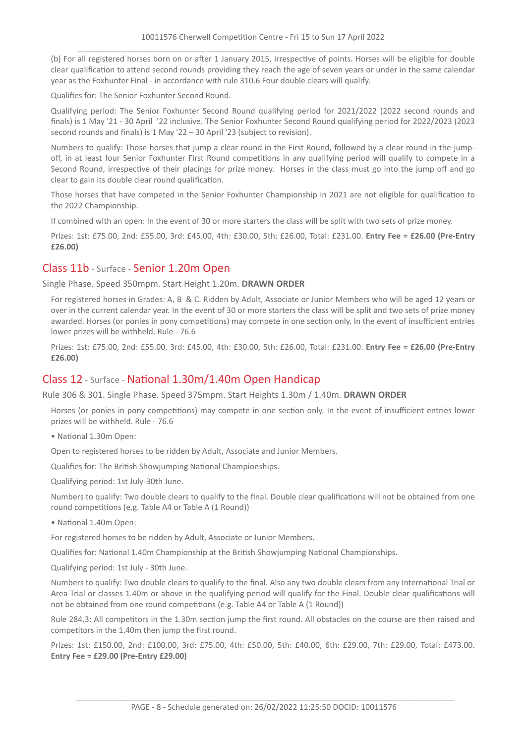(b) For all registered horses born on or after 1 January 2015, irrespective of points. Horses will be eligible for double clear qualification to attend second rounds providing they reach the age of seven years or under in the same calendar year as the Foxhunter Final - in accordance with rule 310.6 Four double clears will qualify.

Qualifies for: The Senior Foxhunter Second Round.

Qualifying period: The Senior Foxhunter Second Round qualifying period for 2021/2022 (2022 second rounds and finals) is 1 May '21 - 30 April '22 inclusive. The Senior Foxhunter Second Round qualifying period for 2022/2023 (2023 second rounds and finals) is 1 May '22 – 30 April '23 (subject to revision).

Numbers to qualify: Those horses that jump a clear round in the First Round, followed by a clear round in the jump-off, in at least four Senior Foxhunter First Round competitions in any qualifying period will qualify to compete in a Second Round, irrespective of their placings for prize money. Horses in the class must go into the jump off and go clear to gain its double clear round qualification.

Those horses that have competed in the Senior Foxhunter Championship in 2021 are not eligible for qualification to the 2022 Championship.

If combined with an open: In the event of 30 or more starters the class will be split with two sets of prize money.

Prizes: 1st: £75.00, 2nd: £55.00, 3rd: £45.00, 4th: £30.00, 5th: £26.00, Total: £231.00. **Entry Fee = £26.00 (Pre-Entry £26.00)**

## Class 11b - Surface - Senior 1.20m Open

Single Phase. Speed 350mpm. Start Height 1.20m. **DRAWN ORDER**

For registered horses in Grades: A, B & C. Ridden by Adult, Associate or Junior Members who will be aged 12 years or over in the current calendar year. In the event of 30 or more starters the class will be split and two sets of prize money awarded. Horses (or ponies in pony competitions) may compete in one section only. In the event of insufficient entries lower prizes will be withheld. Rule - 76.6

Prizes: 1st: £75.00, 2nd: £55.00, 3rd: £45.00, 4th: £30.00, 5th: £26.00, Total: £231.00. **Entry Fee = £26.00 (Pre-Entry £26.00)**

## Class 12 - Surface - National 1.30m/1.40m Open Handicap

Rule 306 & 301. Single Phase. Speed 375mpm. Start Heights 1.30m / 1.40m. **DRAWN ORDER**

Horses (or ponies in pony competitions) may compete in one section only. In the event of insufficient entries lower prizes will be withheld. Rule - 76.6

• National 1.30m Open:

Open to registered horses to be ridden by Adult, Associate and Junior Members.

Qualifies for: The British Showjumping National Championships.

Qualifying period: 1st July-30th June.

Numbers to qualify: Two double clears to qualify to the final. Double clear qualifications will not be obtained from one round competitions (e.g. Table A4 or Table A (1 Round))

• National 1.40m Open:

For registered horses to be ridden by Adult, Associate or Junior Members.

Qualifies for: National 1.40m Championship at the British Showjumping National Championships.

Qualifying period: 1st July - 30th June.

Numbers to qualify: Two double clears to qualify to the final. Also any two double clears from any International Trial or Area Trial or classes 1.40m or above in the qualifying period will qualify for the Final. Double clear qualifications will not be obtained from one round competitions (e.g. Table A4 or Table A (1 Round))

Rule 284.3: All competitors in the 1.30m section jump the first round. All obstacles on the course are then raised and competitors in the 1.40m then jump the first round.

Prizes: 1st: £150.00, 2nd: £100.00, 3rd: £75.00, 4th: £50.00, 5th: £40.00, 6th: £29.00, 7th: £29.00, Total: £473.00. **Entry Fee = £29.00 (Pre-Entry £29.00)**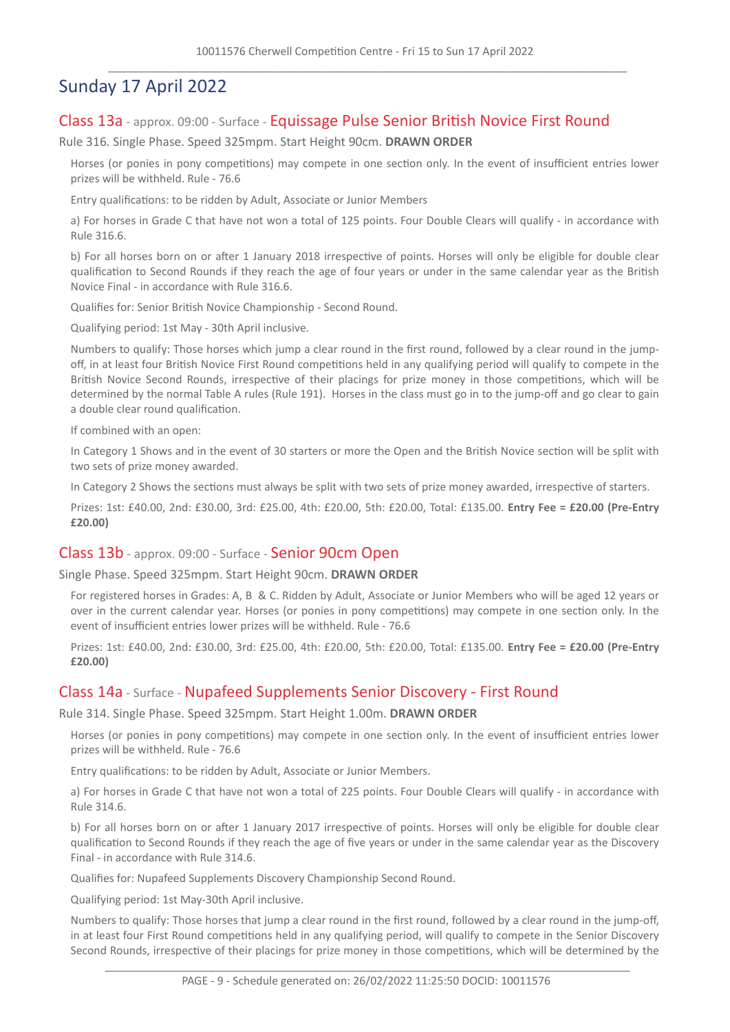## Sunday 17 April 2022

### Class 13a - approx. 09:00 - Surface - Equissage Pulse Senior British Novice First Round

Rule 316. Single Phase. Speed 325mpm. Start Height 90cm. **DRAWN ORDER**

Horses (or ponies in pony competitions) may compete in one section only. In the event of insufficient entries lower prizes will be withheld. Rule - 76.6

Entry qualifications: to be ridden by Adult, Associate or Junior Members

a) For horses in Grade C that have not won a total of 125 points. Four Double Clears will qualify - in accordance with Rule 316.6.

b) For all horses born on or after 1 January 2018 irrespective of points. Horses will only be eligible for double clear qualification to Second Rounds if they reach the age of four years or under in the same calendar year as the British Novice Final - in accordance with Rule 316.6.

Qualifies for: Senior British Novice Championship - Second Round.

Qualifying period: 1st May - 30th April inclusive.

Numbers to qualify: Those horses which jump a clear round in the first round, followed by a clear round in the jump-off, in at least four British Novice First Round competitions held in any qualifying period will qualify to compete in the British Novice Second Rounds, irrespective of their placings for prize money in those competitions, which will be determined by the normal Table A rules (Rule 191). Horses in the class must go in to the jump-off and go clear to gain a double clear round qualification.

If combined with an open:

In Category 1 Shows and in the event of 30 starters or more the Open and the British Novice section will be split with two sets of prize money awarded.

In Category 2 Shows the sections must always be split with two sets of prize money awarded, irrespective of starters.

Prizes: 1st: £40.00, 2nd: £30.00, 3rd: £25.00, 4th: £20.00, 5th: £20.00, Total: £135.00. **Entry Fee = £20.00 (Pre-Entry £20.00)**

### Class 13b - approx. 09:00 - Surface - Senior 90cm Open

Single Phase. Speed 325mpm. Start Height 90cm. **DRAWN ORDER**

For registered horses in Grades: A, B & C. Ridden by Adult, Associate or Junior Members who will be aged 12 years or over in the current calendar year. Horses (or ponies in pony competitions) may compete in one section only. In the event of insufficient entries lower prizes will be withheld. Rule - 76.6

Prizes: 1st: £40.00, 2nd: £30.00, 3rd: £25.00, 4th: £20.00, 5th: £20.00, Total: £135.00. **Entry Fee = £20.00 (Pre-Entry £20.00)**

### Class 14a - Surface - Nupafeed Supplements Senior Discovery - First Round

Rule 314. Single Phase. Speed 325mpm. Start Height 1.00m. **DRAWN ORDER**

Horses (or ponies in pony competitions) may compete in one section only. In the event of insufficient entries lower prizes will be withheld. Rule - 76.6

Entry qualifications: to be ridden by Adult, Associate or Junior Members.

a) For horses in Grade C that have not won a total of 225 points. Four Double Clears will qualify - in accordance with Rule 314.6.

b) For all horses born on or after 1 January 2017 irrespective of points. Horses will only be eligible for double clear qualification to Second Rounds if they reach the age of five years or under in the same calendar year as the Discovery Final - in accordance with Rule 314.6.

Qualifies for: Nupafeed Supplements Discovery Championship Second Round.

Qualifying period: 1st May-30th April inclusive.

Numbers to qualify: Those horses that jump a clear round in the first round, followed by a clear round in the jump-off, in at least four First Round competitions held in any qualifying period, will qualify to compete in the Senior Discovery Second Rounds, irrespective of their placings for prize money in those competitions, which will be determined by the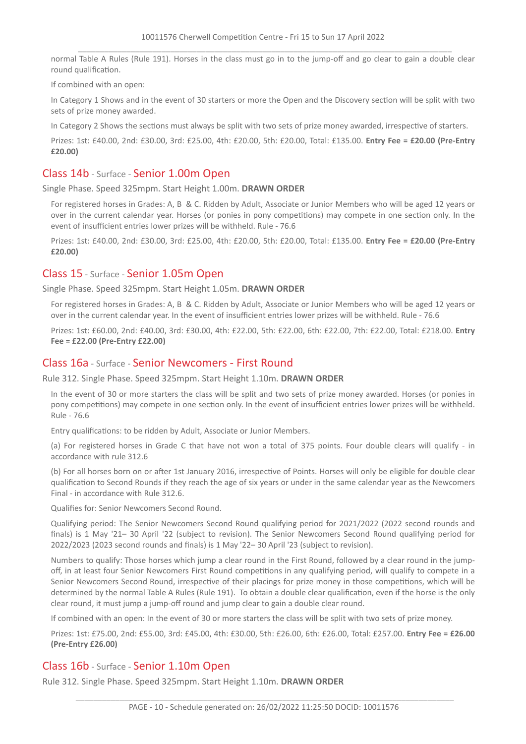normal Table A Rules (Rule 191). Horses in the class must go in to the jump-off and go clear to gain a double clear round qualification.

If combined with an open:

In Category 1 Shows and in the event of 30 starters or more the Open and the Discovery section will be split with two sets of prize money awarded.

In Category 2 Shows the sections must always be split with two sets of prize money awarded, irrespective of starters.

Prizes: 1st: £40.00, 2nd: £30.00, 3rd: £25.00, 4th: £20.00, 5th: £20.00, Total: £135.00. **Entry Fee = £20.00 (Pre-Entry £20.00)**

## Class 14b - Surface - Senior 1.00m Open

Single Phase. Speed 325mpm. Start Height 1.00m. **DRAWN ORDER**

For registered horses in Grades: A, B & C. Ridden by Adult, Associate or Junior Members who will be aged 12 years or over in the current calendar year. Horses (or ponies in pony competitions) may compete in one section only. In the event of insufficient entries lower prizes will be withheld. Rule - 76.6

Prizes: 1st: £40.00, 2nd: £30.00, 3rd: £25.00, 4th: £20.00, 5th: £20.00, Total: £135.00. **Entry Fee = £20.00 (Pre-Entry £20.00)**

## Class 15 - Surface - Senior 1.05m Open

Single Phase. Speed 325mpm. Start Height 1.05m. **DRAWN ORDER**

For registered horses in Grades: A, B & C. Ridden by Adult, Associate or Junior Members who will be aged 12 years or over in the current calendar year. In the event of insufficient entries lower prizes will be withheld. Rule - 76.6

Prizes: 1st: £60.00, 2nd: £40.00, 3rd: £30.00, 4th: £22.00, 5th: £22.00, 6th: £22.00, 7th: £22.00, Total: £218.00. **Entry Fee = £22.00 (Pre-Entry £22.00)**

## Class 16a - Surface - Senior Newcomers - First Round

Rule 312. Single Phase. Speed 325mpm. Start Height 1.10m. **DRAWN ORDER**

In the event of 30 or more starters the class will be split and two sets of prize money awarded. Horses (or ponies in pony competitions) may compete in one section only. In the event of insufficient entries lower prizes will be withheld. Rule - 76.6

Entry qualifications: to be ridden by Adult, Associate or Junior Members.

(a) For registered horses in Grade C that have not won a total of 375 points. Four double clears will qualify - in accordance with rule 312.6

(b) For all horses born on or after 1st January 2016, irrespective of Points. Horses will only be eligible for double clear qualification to Second Rounds if they reach the age of six years or under in the same calendar year as the Newcomers Final - in accordance with Rule 312.6.

Qualifies for: Senior Newcomers Second Round.

Qualifying period: The Senior Newcomers Second Round qualifying period for 2021/2022 (2022 second rounds and finals) is 1 May '21– 30 April '22 (subject to revision). The Senior Newcomers Second Round qualifying period for 2022/2023 (2023 second rounds and finals) is 1 May '22– 30 April '23 (subject to revision).

Numbers to qualify: Those horses which jump a clear round in the First Round, followed by a clear round in the jump-off, in at least four Senior Newcomers First Round competitions in any qualifying period, will qualify to compete in a Senior Newcomers Second Round, irrespective of their placings for prize money in those competitions, which will be determined by the normal Table A Rules (Rule 191). To obtain a double clear qualification, even if the horse is the only clear round, it must jump a jump-off round and jump clear to gain a double clear round.

If combined with an open: In the event of 30 or more starters the class will be split with two sets of prize money.

Prizes: 1st: £75.00, 2nd: £55.00, 3rd: £45.00, 4th: £30.00, 5th: £26.00, 6th: £26.00, Total: £257.00. **Entry Fee = £26.00 (Pre-Entry £26.00)**

## Class 16b - Surface - Senior 1.10m Open

Rule 312. Single Phase. Speed 325mpm. Start Height 1.10m. **DRAWN ORDER**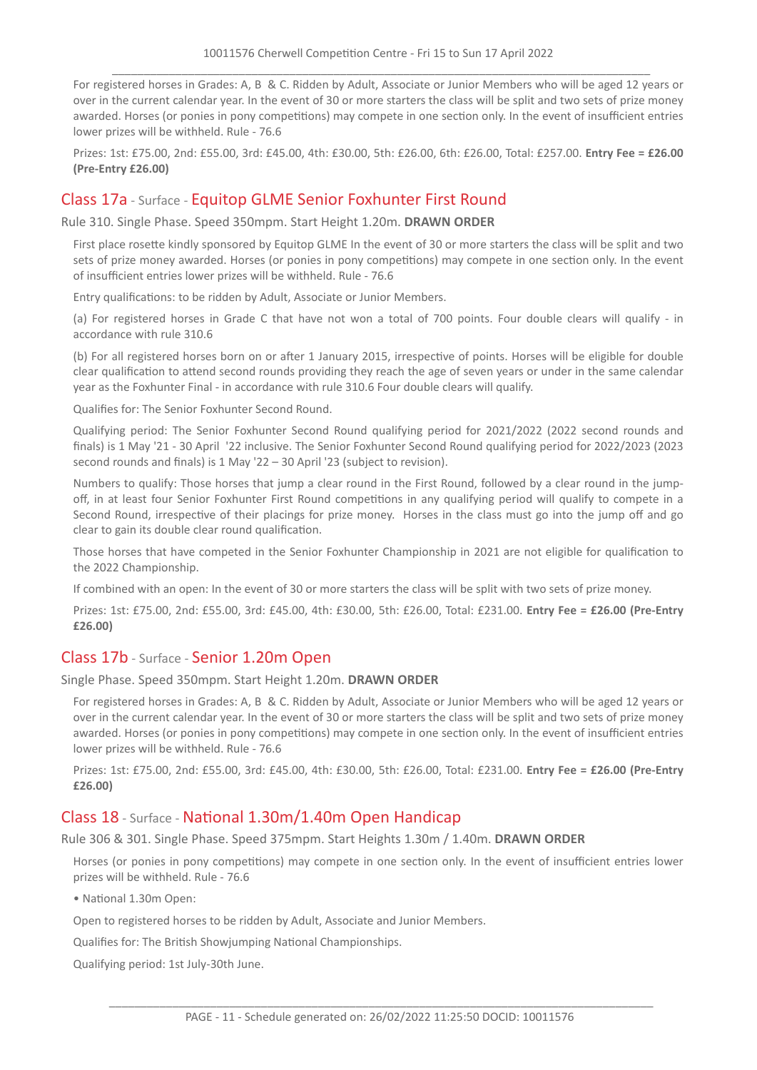For registered horses in Grades: A, B & C. Ridden by Adult, Associate or Junior Members who will be aged 12 years or over in the current calendar year. In the event of 30 or more starters the class will be split and two sets of prize money awarded. Horses (or ponies in pony competitions) may compete in one section only. In the event of insufficient entries lower prizes will be withheld. Rule - 76.6

Prizes: 1st: £75.00, 2nd: £55.00, 3rd: £45.00, 4th: £30.00, 5th: £26.00, 6th: £26.00, Total: £257.00. **Entry Fee = £26.00 (Pre-Entry £26.00)**

## Class 17a - Surface - Equitop GLME Senior Foxhunter First Round

Rule 310. Single Phase. Speed 350mpm. Start Height 1.20m. **DRAWN ORDER**

First place rosette kindly sponsored by Equitop GLME In the event of 30 or more starters the class will be split and two sets of prize money awarded. Horses (or ponies in pony competitions) may compete in one section only. In the event of insufficient entries lower prizes will be withheld. Rule - 76.6

Entry qualifications: to be ridden by Adult, Associate or Junior Members.

(a) For registered horses in Grade C that have not won a total of 700 points. Four double clears will qualify - in accordance with rule 310.6

(b) For all registered horses born on or after 1 January 2015, irrespective of points. Horses will be eligible for double clear qualification to attend second rounds providing they reach the age of seven years or under in the same calendar year as the Foxhunter Final - in accordance with rule 310.6 Four double clears will qualify.

Qualifies for: The Senior Foxhunter Second Round.

Qualifying period: The Senior Foxhunter Second Round qualifying period for 2021/2022 (2022 second rounds and finals) is 1 May '21 - 30 April '22 inclusive. The Senior Foxhunter Second Round qualifying period for 2022/2023 (2023 second rounds and finals) is 1 May '22 – 30 April '23 (subject to revision).

Numbers to qualify: Those horses that jump a clear round in the First Round, followed by a clear round in the jump-off, in at least four Senior Foxhunter First Round competitions in any qualifying period will qualify to compete in a Second Round, irrespective of their placings for prize money. Horses in the class must go into the jump off and go clear to gain its double clear round qualification.

Those horses that have competed in the Senior Foxhunter Championship in 2021 are not eligible for qualification to the 2022 Championship.

If combined with an open: In the event of 30 or more starters the class will be split with two sets of prize money.

Prizes: 1st: £75.00, 2nd: £55.00, 3rd: £45.00, 4th: £30.00, 5th: £26.00, Total: £231.00. **Entry Fee = £26.00 (Pre-Entry £26.00)**

## Class 17b - Surface - Senior 1.20m Open

Single Phase. Speed 350mpm. Start Height 1.20m. **DRAWN ORDER**

For registered horses in Grades: A, B & C. Ridden by Adult, Associate or Junior Members who will be aged 12 years or over in the current calendar year. In the event of 30 or more starters the class will be split and two sets of prize money awarded. Horses (or ponies in pony competitions) may compete in one section only. In the event of insufficient entries lower prizes will be withheld. Rule - 76.6

Prizes: 1st: £75.00, 2nd: £55.00, 3rd: £45.00, 4th: £30.00, 5th: £26.00, Total: £231.00. **Entry Fee = £26.00 (Pre-Entry £26.00)**

## Class 18 - Surface - National 1.30m/1.40m Open Handicap

Rule 306 & 301. Single Phase. Speed 375mpm. Start Heights 1.30m / 1.40m. **DRAWN ORDER**

Horses (or ponies in pony competitions) may compete in one section only. In the event of insufficient entries lower prizes will be withheld. Rule - 76.6

• National 1.30m Open:

Open to registered horses to be ridden by Adult, Associate and Junior Members.

Qualifies for: The British Showjumping National Championships.

Qualifying period: 1st July-30th June.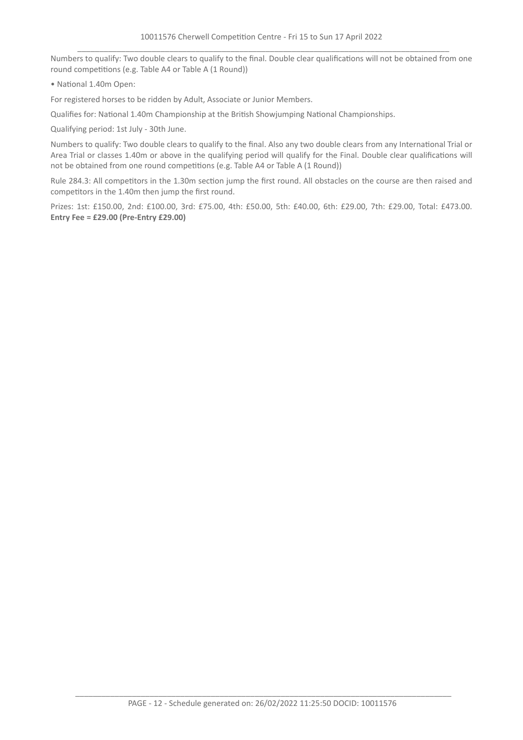Numbers to qualify: Two double clears to qualify to the final. Double clear qualifications will not be obtained from one round competitions (e.g. Table A4 or Table A (1 Round))

• National 1.40m Open:

For registered horses to be ridden by Adult, Associate or Junior Members.

Qualifies for: National 1.40m Championship at the British Showjumping National Championships.

Qualifying period: 1st July - 30th June.

Numbers to qualify: Two double clears to qualify to the final. Also any two double clears from any International Trial or Area Trial or classes 1.40m or above in the qualifying period will qualify for the Final. Double clear qualifications will not be obtained from one round competitions (e.g. Table A4 or Table A (1 Round))

Rule 284.3: All competitors in the 1.30m section jump the first round. All obstacles on the course are then raised and competitors in the 1.40m then jump the first round.

Prizes: 1st: £150.00, 2nd: £100.00, 3rd: £75.00, 4th: £50.00, 5th: £40.00, 6th: £29.00, 7th: £29.00, Total: £473.00. **Entry Fee = £29.00 (Pre-Entry £29.00)**